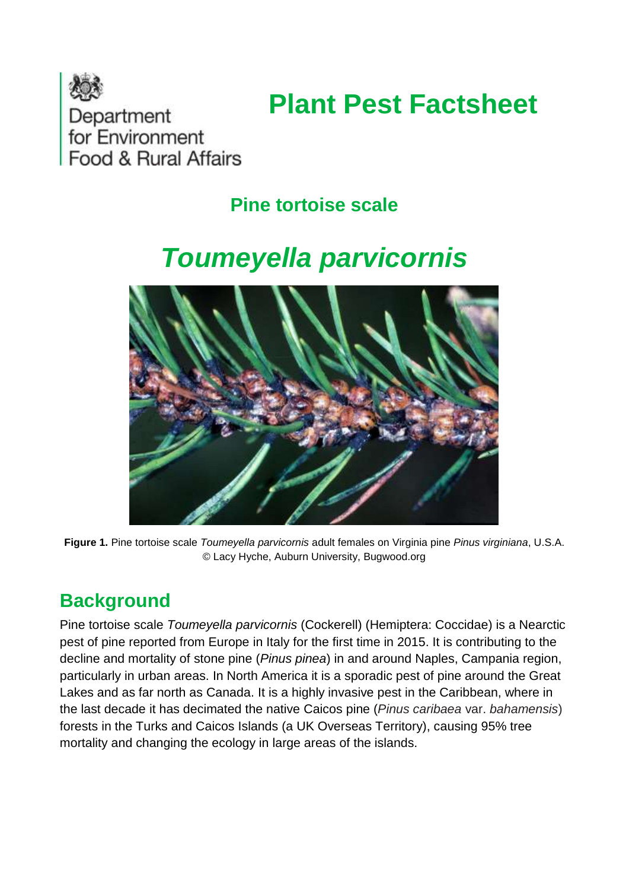Department for Environment Food & Rural Affairs

# Plant Pest Factsheet

## Pine tortoise scale

# *Toumeyella parvicornis*

**Figure 1.** Pine tortoise scale *Toumeyella parvicornis* adult females on Virginia pine *Pinus virginiana*, U.S.A. © Lacy Hyche, Auburn University, Bugwood.org

## Background

Pine tortoise scale *Toumeyella parvicornis* (Cockerell) (Hemiptera: Coccidae) is a Nearctic pest of pine reported from Europe in Italy for the first time in 2015. It is contributing to the decline and mortality of stone pine (*Pinus pinea*) in and around Naples, Campania region, particularly in urban areas. In North America it is a sporadic pest of pine around the Great Lakes and as far north as Canada. It is a highly invasive pest in the Caribbean, where in the last decade it has decimated the native Caicos pine (*Pinus caribaea* var. *bahamensis*) forests in the Turks and Caicos Islands (a UK Overseas Territory), causing 95% tree mortality and changing the ecology in large areas of the islands.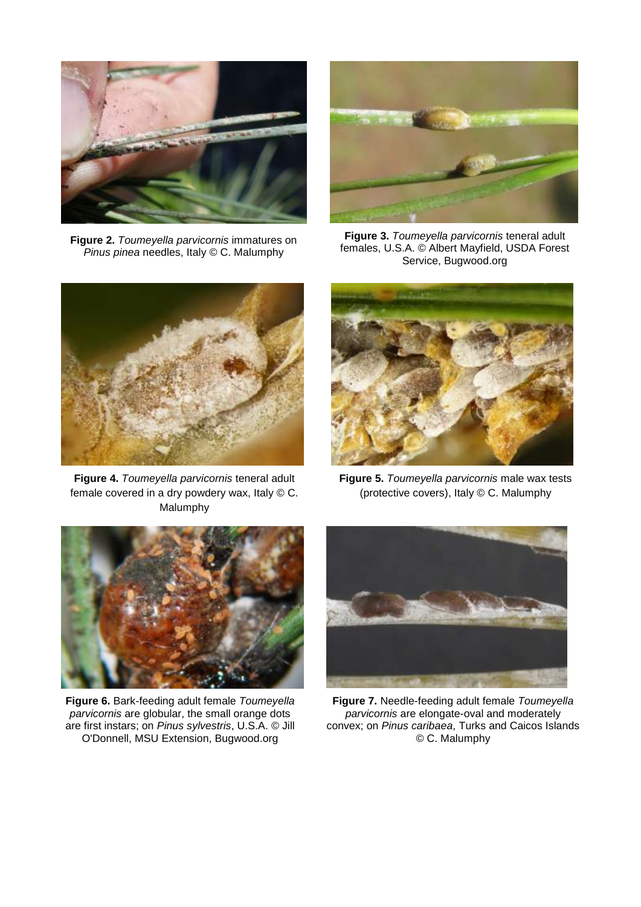**Figure 2.** *Toumeyella parvicornis* immatures on *Pinus pinea* needles, Italy © C. Malumphy

**Figure 3.** *Toumeyella parvicornis* teneral adult females, U.S.A. © Albert Mayfield, USDA Forest Service, Bugwood.org

**Figure 4.** *Toumeyella parvicornis* teneral adult female covered in a dry powdery wax, Italy © C. Malumphy

**Figure 5.** *Toumeyella parvicornis* male wax tests (protective covers), Italy © C. Malumphy

**Figure 6.** Bark-feeding adult female *Toumeyella parvicornis* are globular, the small orange dots are first instars; on *Pinus sylvestris*, U.S.A. © Jill O'Donnell, MSU Extension, Bugwood.org

**Figure 7.** Needle-feeding adult female *Toumeyella parvicornis* are elongate-oval and moderately convex; on *Pinus caribaea*, Turks and Caicos Islands © C. Malumphy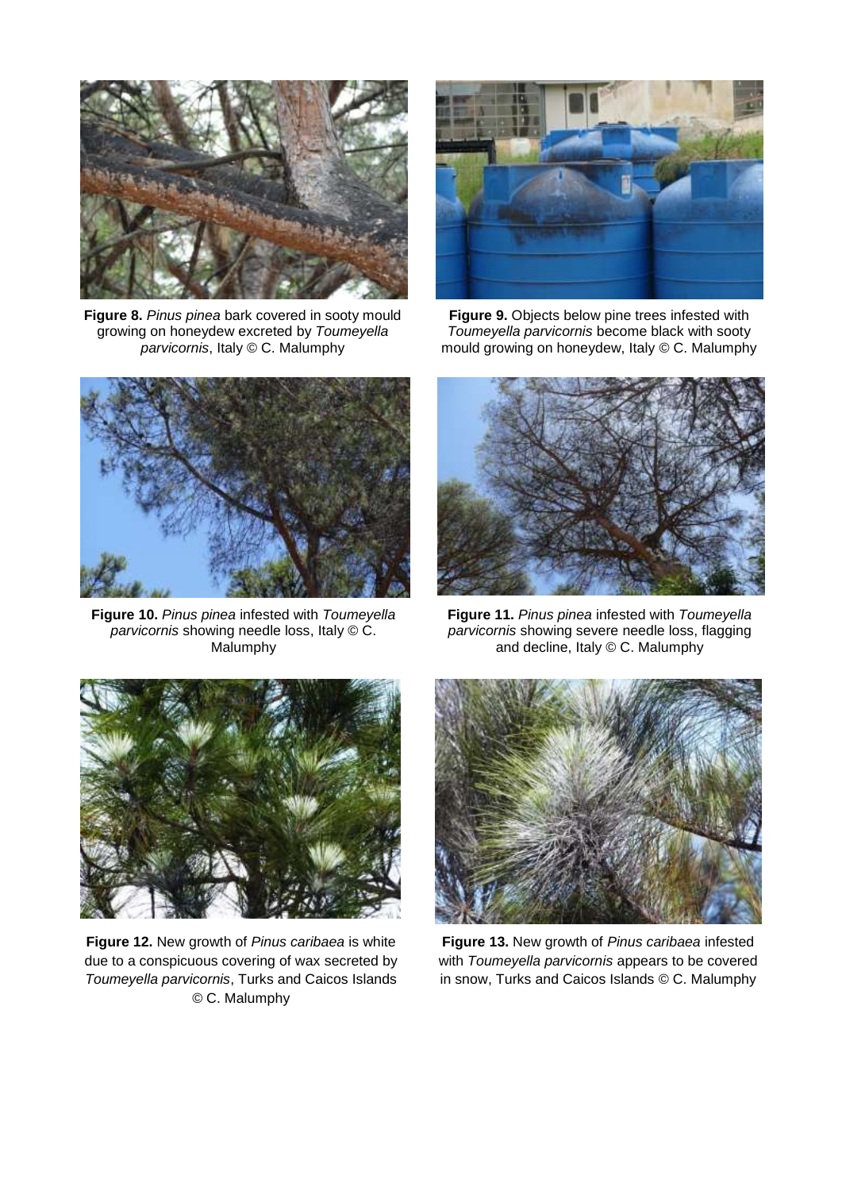**Figure 8.** *Pinus pinea* bark covered in sooty mould growing on honeydew excreted by *Toumeyella parvicornis*, Italy © C. Malumphy

**Figure 9.** Objects below pine trees infested with *Toumeyella parvicornis* become black with sooty mould growing on honeydew, Italy © C. Malumphy

**Figure 10.** *Pinus pinea* infested with *Toumeyella parvicornis* showing needle loss, Italy © C. Malumphy

**Figure 11.** *Pinus pinea* infested with *Toumeyella parvicornis* showing severe needle loss, flagging and decline, Italy © C. Malumphy

**Figure 12.** New growth of *Pinus caribaea* is white due to a conspicuous covering of wax secreted by *Toumeyella parvicornis*, Turks and Caicos Islands © C. Malumphy

**Figure 13.** New growth of *Pinus caribaea* infested with *Toumeyella parvicornis* appears to be covered in snow, Turks and Caicos Islands © C. Malumphy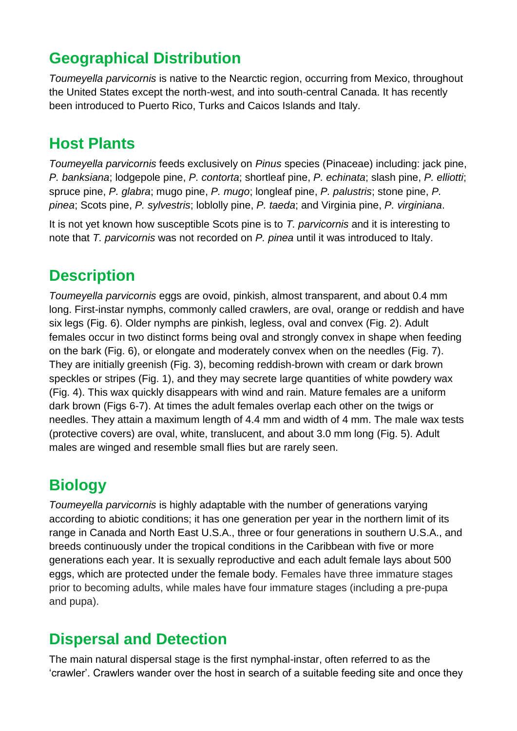## Geographical Distribution

*Toumeyella parvicornis* is native to the Nearctic region, occurring from Mexico, throughout the United States except the north-west, and into south-central Canada. It has recently been introduced to Puerto Rico, Turks and Caicos Islands and Italy.

## Host Plants

*Toumeyella parvicornis* feeds exclusively on *Pinus* species (Pinaceae) including: jack pine, *P. banksiana*; lodgepole pine, *P. contorta*; shortleaf pine, *P. echinata*; slash pine, *P. elliotti*; spruce pine, *P. glabra*; mugo pine, *P. mugo*; longleaf pine, *P. palustris*; stone pine, *P. pinea*; Scots pine, *P. sylvestris*; loblolly pine, *P. taeda*; and Virginia pine, *P. virginiana*.

It is not yet known how susceptible Scots pine is to *T. parvicornis* and it is interesting to note that *T. parvicornis* was not recorded on *P. pinea* until it was introduced to Italy.

## Description

*Toumeyella parvicornis* eggs are ovoid, pinkish, almost transparent, and about 0.4 mm long. First-instar nymphs, commonly called crawlers, are oval, orange or reddish and have six legs (Fig. 6). Older nymphs are pinkish, legless, oval and convex (Fig. 2). Adult females occur in two distinct forms being oval and strongly convex in shape when feeding on the bark (Fig. 6), or elongate and moderately convex when on the needles (Fig. 7). They are initially greenish (Fig. 3), becoming reddish-brown with cream or dark brown speckles or stripes (Fig. 1), and they may secrete large quantities of white powdery wax (Fig. 4). This wax quickly disappears with wind and rain. Mature females are a uniform dark brown (Figs 6-7). At times the adult females overlap each other on the twigs or needles. They attain a maximum length of 4.4 mm and width of 4 mm. The male wax tests (protective covers) are oval, white, translucent, and about 3.0 mm long (Fig. 5). Adult males are winged and resemble small flies but are rarely seen.

## Biology

*Toumeyella parvicornis* is highly adaptable with the number of generations varying according to abiotic conditions; it has one generation per year in the northern limit of its range in Canada and North East U.S.A., three or four generations in southern U.S.A., and breeds continuously under the tropical conditions in the Caribbean with five or more generations each year. It is sexually reproductive and each adult female lays about 500 eggs, which are protected under the female body. Females have three immature stages prior to becoming adults, while males have four immature stages (including a pre-pupa and pupa).

## Dispersal and Detection

The main natural dispersal stage is the first nymphal-instar, often referred to as the 'crawler'. Crawlers wander over the host in search of a suitable feeding site and once they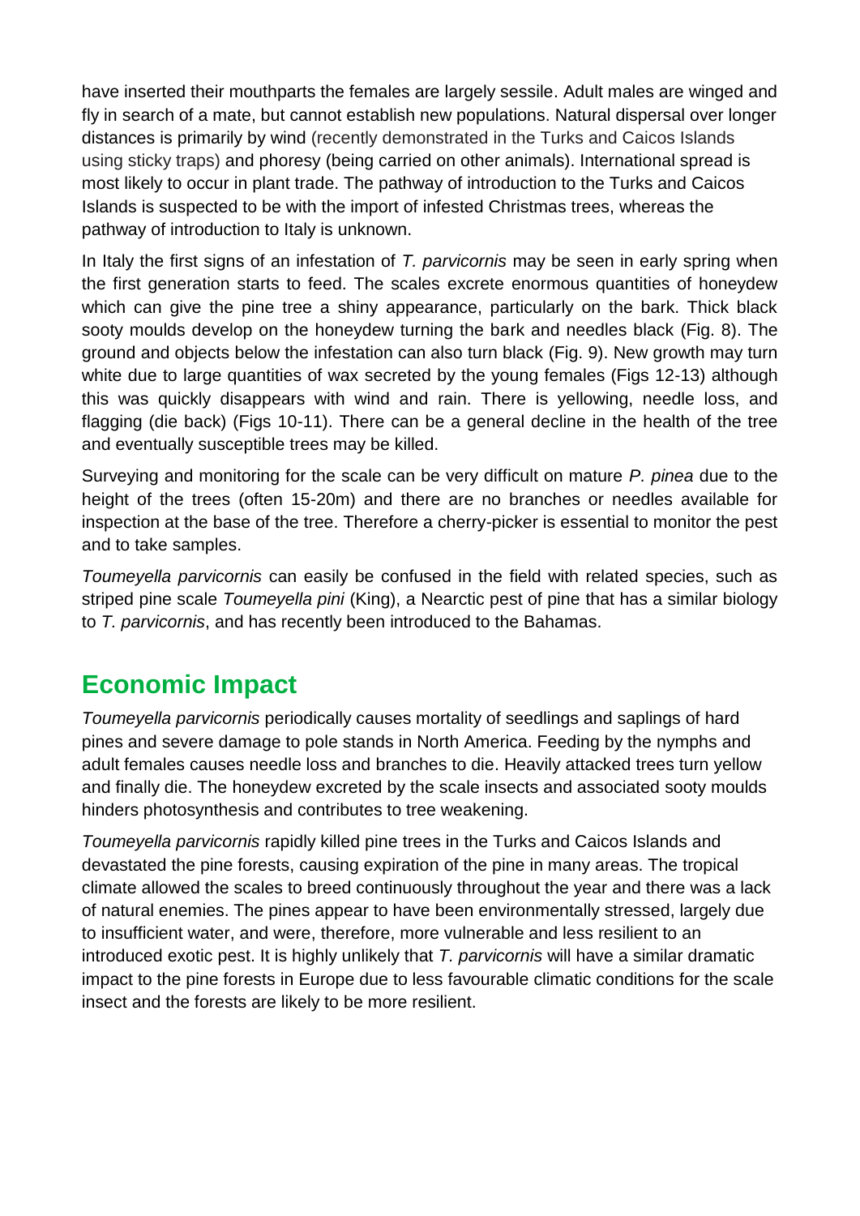have inserted their mouthparts the females are largely sessile. Adult males are winged and fly in search of a mate, but cannot establish new populations. Natural dispersal over longer distances is primarily by wind (recently demonstrated in the Turks and Caicos Islands using sticky traps) and phoresy (being carried on other animals). International spread is most likely to occur in plant trade. The pathway of introduction to the Turks and Caicos Islands is suspected to be with the import of infested Christmas trees, whereas the pathway of introduction to Italy is unknown.

In Italy the first signs of an infestation of *T. parvicornis* may be seen in early spring when the first generation starts to feed. The scales excrete enormous quantities of honeydew which can give the pine tree a shiny appearance, particularly on the bark. Thick black sooty moulds develop on the honeydew turning the bark and needles black (Fig. 8). The ground and objects below the infestation can also turn black (Fig. 9). New growth may turn white due to large quantities of wax secreted by the young females (Figs 12-13) although this was quickly disappears with wind and rain. There is yellowing, needle loss, and flagging (die back) (Figs 10-11). There can be a general decline in the health of the tree and eventually susceptible trees may be killed.

Surveying and monitoring for the scale can be very difficult on mature *P. pinea* due to the height of the trees (often 15-20m) and there are no branches or needles available for inspection at the base of the tree. Therefore a cherry-picker is essential to monitor the pest and to take samples.

*Toumeyella parvicornis* can easily be confused in the field with related species, such as striped pine scale *Toumeyella pini* (King), a Nearctic pest of pine that has a similar biology to *T. parvicornis*, and has recently been introduced to the Bahamas.

## Economic Impact

*Toumeyella parvicornis* periodically causes mortality of seedlings and saplings of hard pines and severe damage to pole stands in North America. Feeding by the nymphs and adult females causes needle loss and branches to die. Heavily attacked trees turn yellow and finally die. The honeydew excreted by the scale insects and associated sooty moulds hinders photosynthesis and contributes to tree weakening.

*Toumeyella parvicornis* rapidly killed pine trees in the Turks and Caicos Islands and devastated the pine forests, causing expiration of the pine in many areas. The tropical climate allowed the scales to breed continuously throughout the year and there was a lack of natural enemies. The pines appear to have been environmentally stressed, largely due to insufficient water, and were, therefore, more vulnerable and less resilient to an introduced exotic pest. It is highly unlikely that *T. parvicornis* will have a similar dramatic impact to the pine forests in Europe due to less favourable climatic conditions for the scale insect and the forests are likely to be more resilient.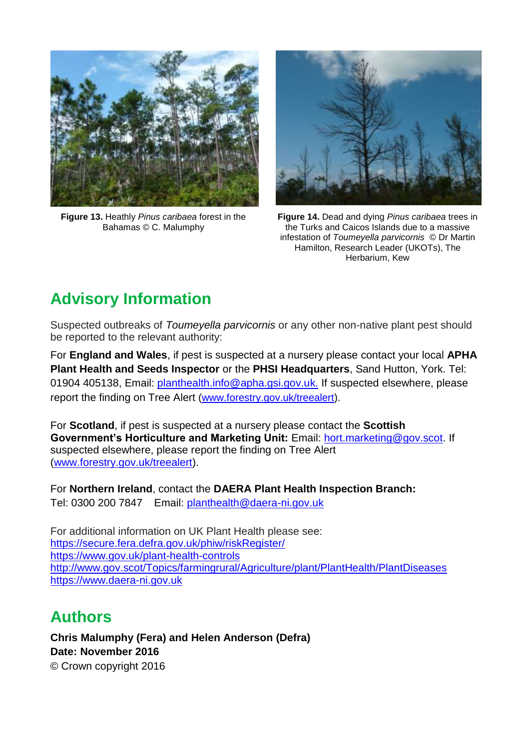**Figure 13.** Heathly *Pinus caribaea* forest in the Bahamas © C. Malumphy

**Figure 14.** Dead and dying *Pinus caribaea* trees in the Turks and Caicos Islands due to a massive infestation of *Toumeyella parvicornis* © Dr Martin Hamilton, Research Leader (UKOTs), The Herbarium, Kew

## Advisory Information

Suspected outbreaks of *Toumeyella parvicornis* or any other non-native plant pest should be reported to the relevant authority:

For **England and Wales**, if pest is suspected at a nursery please contact your local **APHA Plant Health and Seeds Inspector** or the **PHSI Headquarters**, Sand Hutton, York. Tel: 01904 405138, Email: planthealth.info@apha.gsi.gov.uk. If suspected elsewhere, please report the finding on Tree Alert (www.forestry.gov.uk/treealert).

For **Scotland**, if pest is suspected at a nursery please contact the **Scottish Government's Horticulture and Marketing Unit:** Email: hort.marketing@gov.scot. If suspected elsewhere, please report the finding on Tree Alert (www.forestry.gov.uk/treealert).

For **Northern Ireland**, contact the **DAERA Plant Health Inspection Branch:**
Tel: 0300 200 7847 Email: planthealth@daera-ni.gov.uk

For additional information on UK Plant Health please see:
https://secure.fera.defra.gov.uk/phiw/riskRegister/
https://www.gov.uk/plant-health-controls
http://www.gov.scot/Topics/farmingrural/Agriculture/plant/PlantHealth/PlantDiseases
https://www.daera-ni.gov.uk

## Authors

**Chris Malumphy (Fera) and Helen Anderson (Defra)**
**Date: November 2016**
© Crown copyright 2016